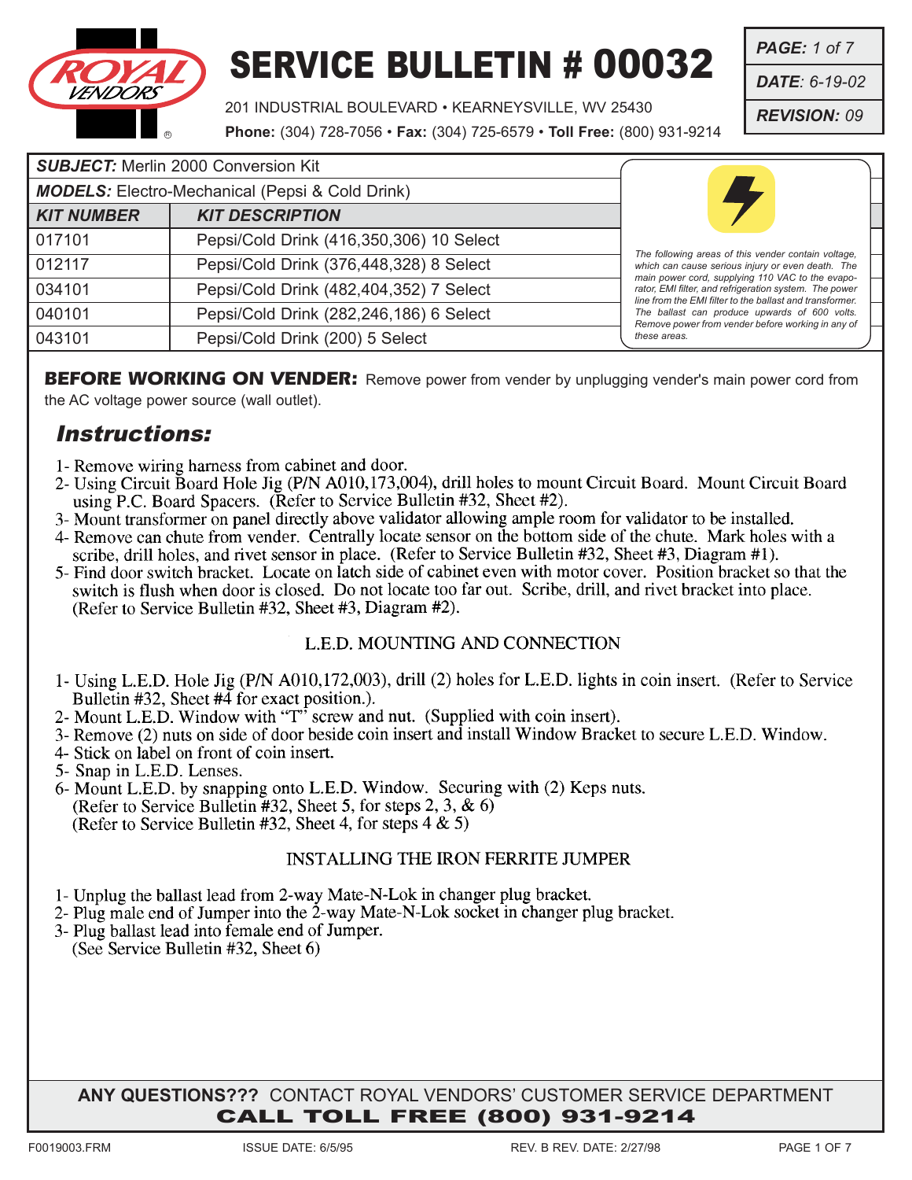# SERVICE BULLETIN # 00032

201 INDUSTRIAL BOULEVARD • KEARNEYSVILLE, WV 25430

**Phone:** (304) 728-7056 • **Fax:** (304) 725-6579 • **Toll Free:** (800) 931-9214

| | |
|---|---|
| ***PAGE:*** *1 of 7* | |
| ***DATE:*** *6-19-02* | |
| ***REVISION:*** *09* | |

***SUBJECT:*** Merlin 2000 Conversion Kit

***MODELS:*** Electro-Mechanical (Pepsi & Cold Drink)

| ***KIT NUMBER*** | ***KIT DESCRIPTION*** |
|---|---|
| 017101 | Pepsi/Cold Drink (416,350,306) 10 Select |
| 012117 | Pepsi/Cold Drink (376,448,328) 8 Select |
| 034101 | Pepsi/Cold Drink (482,404,352) 7 Select |
| 040101 | Pepsi/Cold Drink (282,246,186) 6 Select |
| 043101 | Pepsi/Cold Drink (200) 5 Select |

*The following areas of this vender contain voltage, which can cause serious injury or even death. The main power cord, supplying 110 VAC to the evaporator, EMI filter, and refrigeration system. The power line from the EMI filter to the ballast and transformer. The ballast can produce upwards of 600 volts. Remove power from vender before working in any of these areas.*

**BEFORE WORKING ON VENDER:** Remove power from vender by unplugging vender's main power cord from the AC voltage power source (wall outlet).

## *Instructions:*

1- Remove wiring harness from cabinet and door.
2- Using Circuit Board Hole Jig (P/N A010,173,004), drill holes to mount Circuit Board. Mount Circuit Board using P.C. Board Spacers. (Refer to Service Bulletin #32, Sheet #2).
3- Mount transformer on panel directly above validator allowing ample room for validator to be installed.
4- Remove can chute from vender. Centrally locate sensor on the bottom side of the chute. Mark holes with a scribe, drill holes, and rivet sensor in place. (Refer to Service Bulletin #32, Sheet #3, Diagram #1).
5- Find door switch bracket. Locate on latch side of cabinet even with motor cover. Position bracket so that the switch is flush when door is closed. Do not locate too far out. Scribe, drill, and rivet bracket into place. (Refer to Service Bulletin #32, Sheet #3, Diagram #2).

### L.E.D. MOUNTING AND CONNECTION

1- Using L.E.D. Hole Jig (P/N A010,172,003), drill (2) holes for L.E.D. lights in coin insert. (Refer to Service Bulletin #32, Sheet #4 for exact position.).
2- Mount L.E.D. Window with "T" screw and nut. (Supplied with coin insert).
3- Remove (2) nuts on side of door beside coin insert and install Window Bracket to secure L.E.D. Window.
4- Stick on label on front of coin insert.
5- Snap in L.E.D. Lenses.
6- Mount L.E.D. by snapping onto L.E.D. Window. Securing with (2) Keps nuts.
(Refer to Service Bulletin #32, Sheet 5, for steps 2, 3, & 6)
(Refer to Service Bulletin #32, Sheet 4, for steps 4 & 5)

### INSTALLING THE IRON FERRITE JUMPER

1- Unplug the ballast lead from 2-way Mate-N-Lok in changer plug bracket.
2- Plug male end of Jumper into the 2-way Mate-N-Lok socket in changer plug bracket.
3- Plug ballast lead into female end of Jumper.
(See Service Bulletin #32, Sheet 6)

**ANY QUESTIONS???** CONTACT ROYAL VENDORS' CUSTOMER SERVICE DEPARTMENT
**CALL TOLL FREE (800) 931-9214**

F0019003.FRM ISSUE DATE: 6/5/95 REV. B REV. DATE: 2/27/98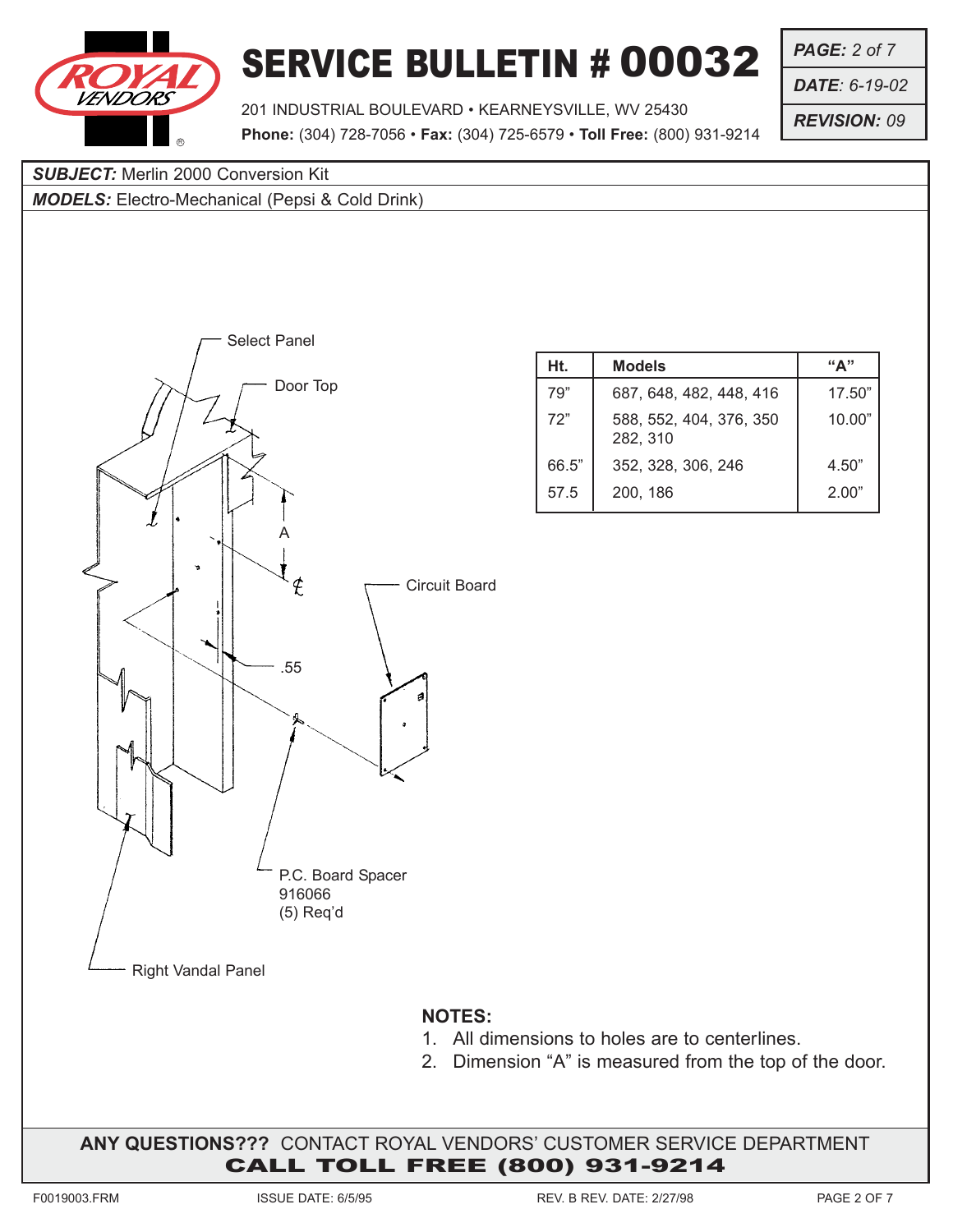# SERVICE BULLETIN # 00032

201 INDUSTRIAL BOULEVARD • KEARNEYSVILLE, WV 25430
**Phone:** (304) 728-7056 • **Fax:** (304) 725-6579 • **Toll Free:** (800) 931-9214

***PAGE:*** *2 of 7*
***DATE:*** *6-19-02*
***REVISION:*** *09*

***SUBJECT:*** Merlin 2000 Conversion Kit
***MODELS:*** Electro-Mechanical (Pepsi & Cold Drink)

Select Panel

Door Top

A

.55

Circuit Board

P.C. Board Spacer
916066
(5) Req'd

Right Vandal Panel

| Ht. | Models | "A" |
|---|---|---|
| 79" | 687, 648, 482, 448, 416 | 17.50" |
| 72" | 588, 552, 404, 376, 350 282, 310 | 10.00" |
| 66.5" | 352, 328, 306, 246 | 4.50" |
| 57.5 | 200, 186 | 2.00" |

**NOTES:**

1. All dimensions to holes are to centerlines.
2. Dimension "A" is measured from the top of the door.

**ANY QUESTIONS???** CONTACT ROYAL VENDORS' CUSTOMER SERVICE DEPARTMENT
**CALL TOLL FREE (800) 931-9214**

F0019003.FRM ISSUE DATE: 6/5/95 REV. B REV. DATE: 2/27/98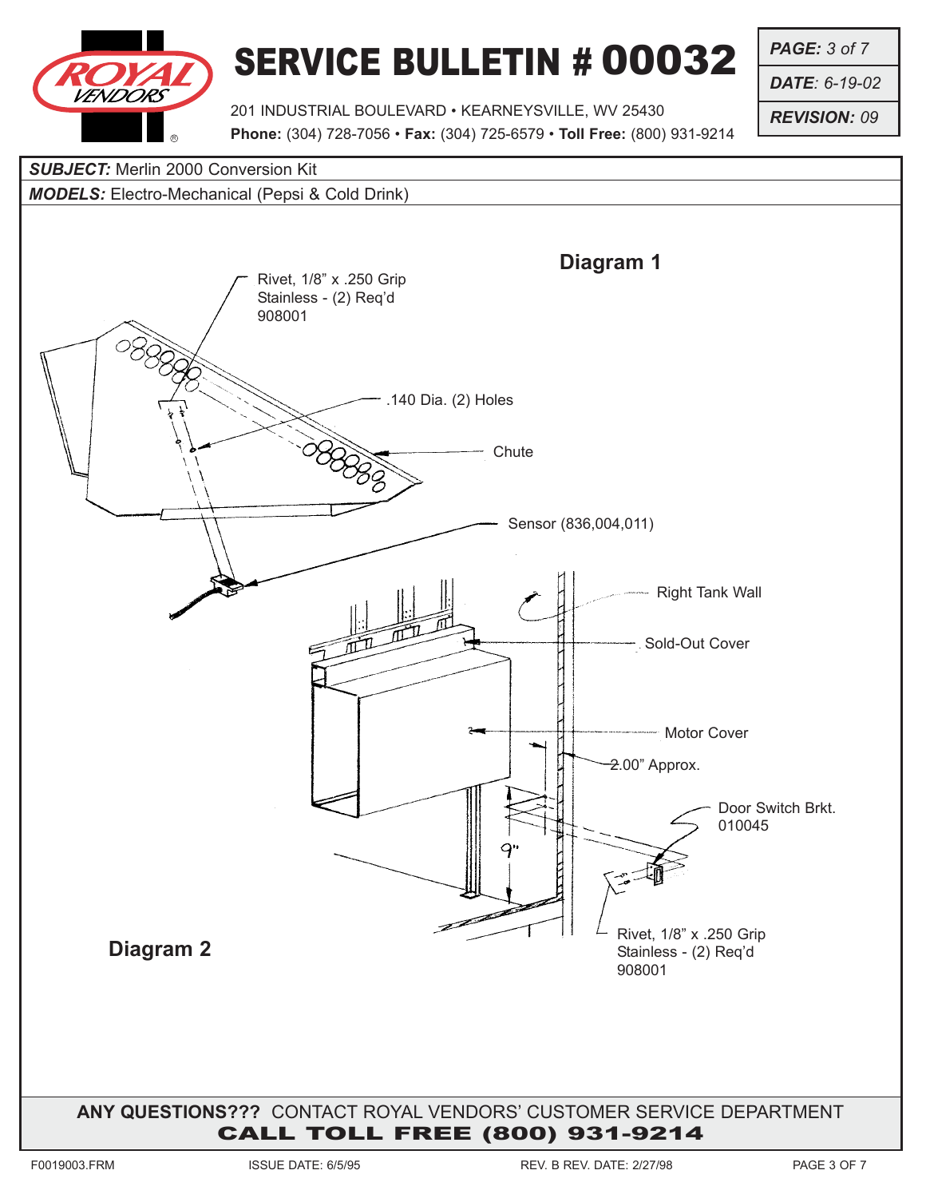# SERVICE BULLETIN # 00032

201 INDUSTRIAL BOULEVARD • KEARNEYSVILLE, WV 25430
**Phone:** (304) 728-7056 • **Fax:** (304) 725-6579 • **Toll Free:** (800) 931-9214

***PAGE:*** *3 of 7*
***DATE:*** *6-19-02*
***REVISION:*** *09*

***SUBJECT:*** Merlin 2000 Conversion Kit

***MODELS:*** Electro-Mechanical (Pepsi & Cold Drink)

**Diagram 1**

Rivet, 1/8" x .250 Grip Stainless - (2) Req'd 908001

.140 Dia. (2) Holes

Chute

Sensor (836,004,011)

Right Tank Wall

Sold-Out Cover

Motor Cover

2.00" Approx.

9"

Door Switch Brkt. 010045

Rivet, 1/8" x .250 Grip Stainless - (2) Req'd 908001

**Diagram 2**

**ANY QUESTIONS???** CONTACT ROYAL VENDORS' CUSTOMER SERVICE DEPARTMENT
**CALL TOLL FREE (800) 931-9214**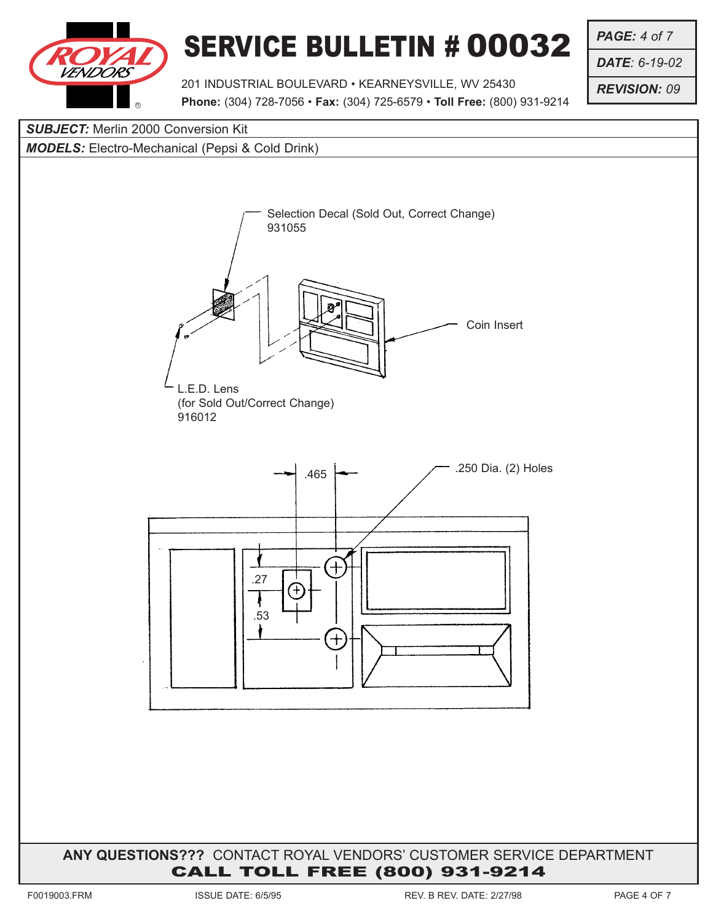# SERVICE BULLETIN # 00032

201 INDUSTRIAL BOULEVARD • KEARNEYSVILLE, WV 25430
**Phone:** (304) 728-7056 • **Fax:** (304) 725-6579 • **Toll Free:** (800) 931-9214

***PAGE:*** *4 of 7*
***DATE:*** *6-19-02*
***REVISION:*** *09*

***SUBJECT:*** Merlin 2000 Conversion Kit

***MODELS:*** Electro-Mechanical (Pepsi & Cold Drink)

Selection Decal (Sold Out, Correct Change)
931055

Coin Insert

L.E.D. Lens
(for Sold Out/Correct Change)
916012

.465

.250 Dia. (2) Holes

.27

.53

**ANY QUESTIONS???** CONTACT ROYAL VENDORS' CUSTOMER SERVICE DEPARTMENT
**CALL TOLL FREE (800) 931-9214**

F0019003.FRM ISSUE DATE: 6/5/95 REV. B REV. DATE: 2/27/98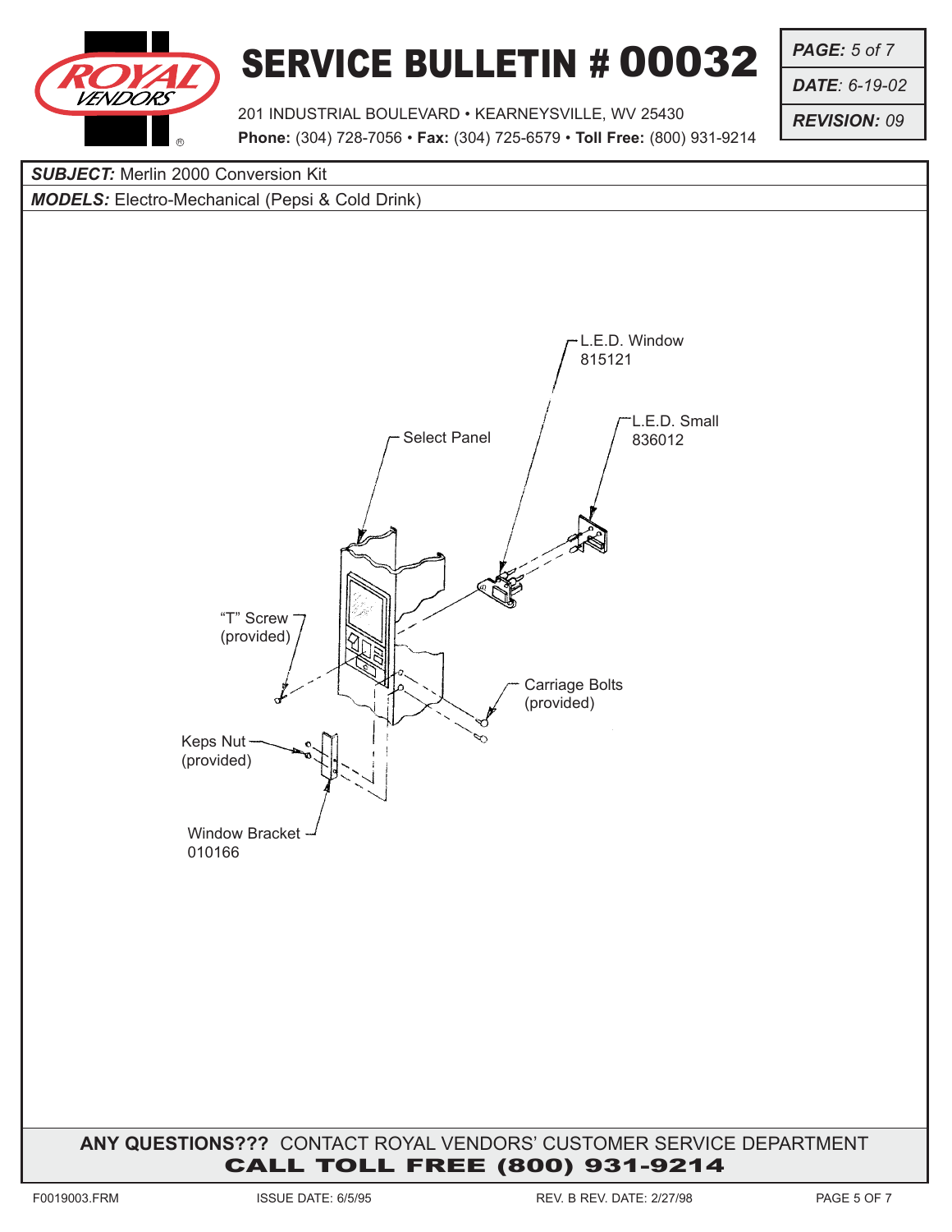# SERVICE BULLETIN # 00032

201 INDUSTRIAL BOULEVARD • KEARNEYSVILLE, WV 25430
**Phone:** (304) 728-7056 • **Fax:** (304) 725-6579 • **Toll Free:** (800) 931-9214

***PAGE:*** *5 of 7*
***DATE:*** *6-19-02*
***REVISION:*** *09*

***SUBJECT:*** Merlin 2000 Conversion Kit

***MODELS:*** Electro-Mechanical (Pepsi & Cold Drink)

L.E.D. Window
815121

L.E.D. Small
836012

Select Panel

"T" Screw
(provided)

Carriage Bolts
(provided)

Keps Nut
(provided)

Window Bracket
010166

**ANY QUESTIONS???** CONTACT ROYAL VENDORS' CUSTOMER SERVICE DEPARTMENT
**CALL TOLL FREE (800) 931-9214**

F0019003.FRM ISSUE DATE: 6/5/95 REV. B REV. DATE: 2/27/98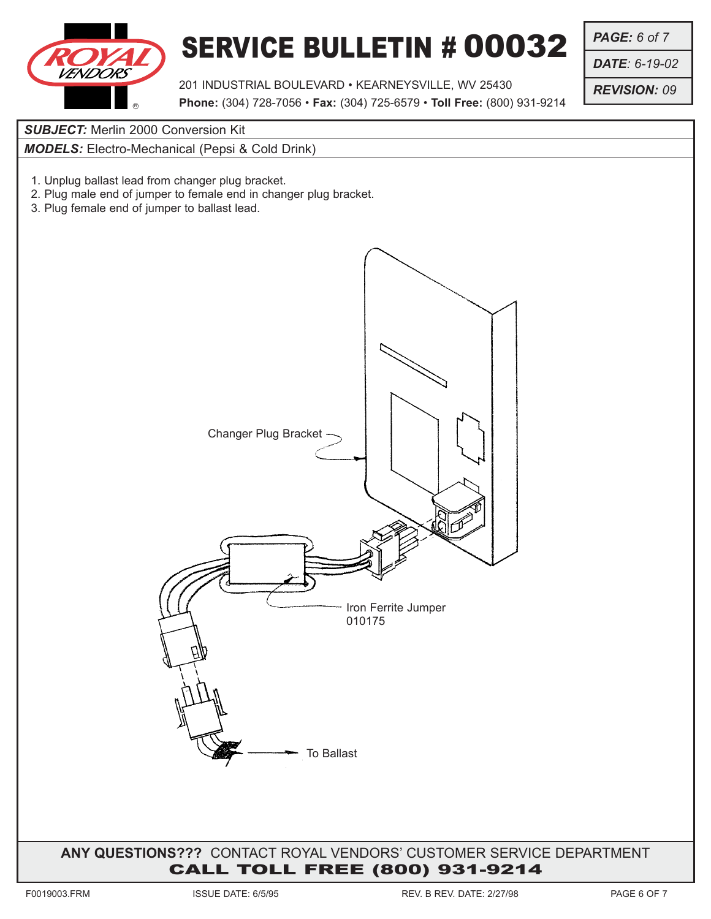# SERVICE BULLETIN # 00032

ROYAL VENDORS

201 INDUSTRIAL BOULEVARD • KEARNEYSVILLE, WV 25430
**Phone:** (304) 728-7056 • **Fax:** (304) 725-6579 • **Toll Free:** (800) 931-9214

***PAGE:*** *6 of 7*
***DATE:*** *6-19-02*
***REVISION:*** *09*

***SUBJECT:*** Merlin 2000 Conversion Kit

***MODELS:*** Electro-Mechanical (Pepsi & Cold Drink)

1. Unplug ballast lead from changer plug bracket.
2. Plug male end of jumper to female end in changer plug bracket.
3. Plug female end of jumper to ballast lead.

Changer Plug Bracket

Iron Ferrite Jumper
010175

To Ballast

**ANY QUESTIONS???** CONTACT ROYAL VENDORS' CUSTOMER SERVICE DEPARTMENT
**CALL TOLL FREE (800) 931-9214**

F0019003.FRM ISSUE DATE: 6/5/95 REV. B REV. DATE: 2/27/98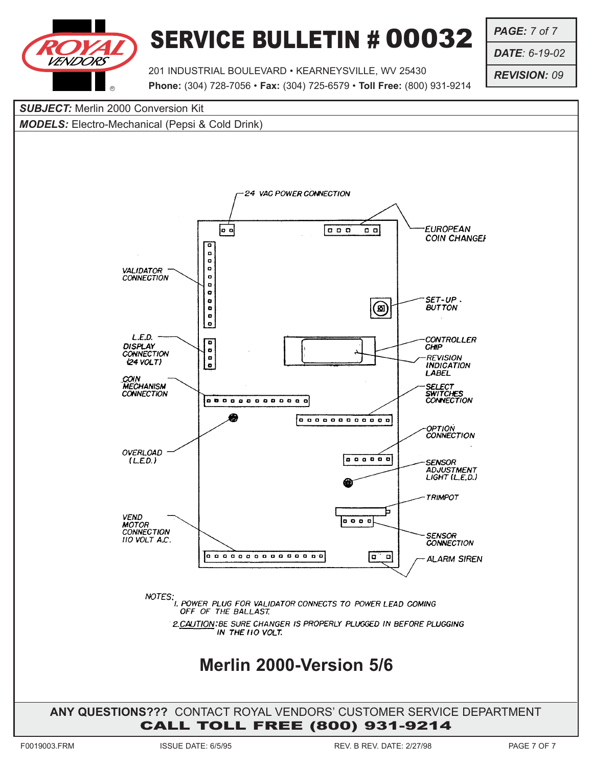# SERVICE BULLETIN # 00032

201 INDUSTRIAL BOULEVARD • KEARNEYSVILLE, WV 25430
**Phone:** (304) 728-7056 • **Fax:** (304) 725-6579 • **Toll Free:** (800) 931-9214

***DATE:*** *6-19-02*
***REVISION:*** *09*

***SUBJECT:*** Merlin 2000 Conversion Kit
***MODELS:*** Electro-Mechanical (Pepsi & Cold Drink)

24 VAC POWER CONNECTION
EUROPEAN COIN CHANGER
VALIDATOR CONNECTION
SET-UP BUTTON
L.E.D. DISPLAY CONNECTION (24 VOLT)
CONTROLLER CHIP
REVISION INDICATION LABEL
COIN MECHANISM CONNECTION
SELECT SWITCHES CONNECTION
OPTION CONNECTION
OVERLOAD (L.E.D.)
SENSOR ADJUSTMENT LIGHT (L.E.D.)
TRIMPOT
VEND MOTOR CONNECTION 110 VOLT A.C.
SENSOR CONNECTION
ALARM SIREN

NOTES:
1. POWER PLUG FOR VALIDATOR CONNECTS TO POWER LEAD COMING OFF OF THE BALLAST.
2. CAUTION: BE SURE CHANGER IS PROPERLY PLUGGED IN BEFORE PLUGGING IN THE 110 VOLT.

## Merlin 2000-Version 5/6

**ANY QUESTIONS???** CONTACT ROYAL VENDORS' CUSTOMER SERVICE DEPARTMENT
**CALL TOLL FREE (800) 931-9214**

F0019003.FRM ISSUE DATE: 6/5/95 REV. B REV. DATE: 2/27/98